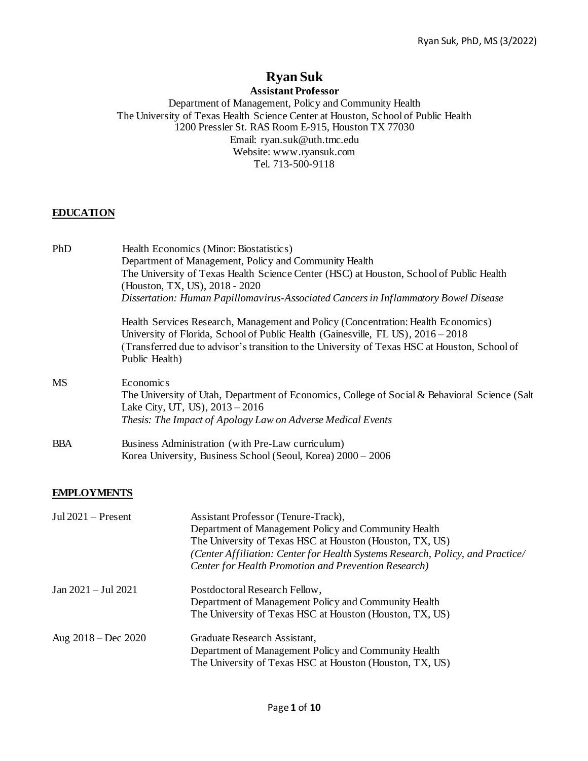# Ryan Suk

**Assistant Professor**

Department of Management, Policy and Community Health
The University of Texas Health Science Center at Houston, School of Public Health
1200 Pressler St. RAS Room E-915, Houston TX 77030
Email: ryan.suk@uth.tmc.edu
Website: www.ryansuk.com
Tel. 713-500-9118

## EDUCATION

**PhD**
Health Economics (Minor: Biostatistics)
Department of Management, Policy and Community Health
The University of Texas Health Science Center (HSC) at Houston, School of Public Health (Houston, TX, US), 2018 - 2020
*Dissertation: Human Papillomavirus-Associated Cancers in Inflammatory Bowel Disease*

Health Services Research, Management and Policy (Concentration: Health Economics)
University of Florida, School of Public Health (Gainesville, FL US), 2016 – 2018
(Transferred due to advisor's transition to the University of Texas HSC at Houston, School of Public Health)

**MS**
Economics
The University of Utah, Department of Economics, College of Social & Behavioral Science (Salt Lake City, UT, US), 2013 – 2016
*Thesis: The Impact of Apology Law on Adverse Medical Events*

**BBA**
Business Administration (with Pre-Law curriculum)
Korea University, Business School (Seoul, Korea) 2000 – 2006

## EMPLOYMENTS

**Jul 2021 – Present**
Assistant Professor (Tenure-Track),
Department of Management, Policy and Community Health
The University of Texas HSC at Houston (Houston, TX, US)
*(Center Affiliation: Center for Health Systems Research, Policy, and Practice/ Center for Health Promotion and Prevention Research)*

**Jan 2021 – Jul 2021**
Postdoctoral Research Fellow,
Department of Management Policy and Community Health
The University of Texas HSC at Houston (Houston, TX, US)

**Aug 2018 – Dec 2020**
Graduate Research Assistant,
Department of Management Policy and Community Health
The University of Texas HSC at Houston (Houston, TX, US)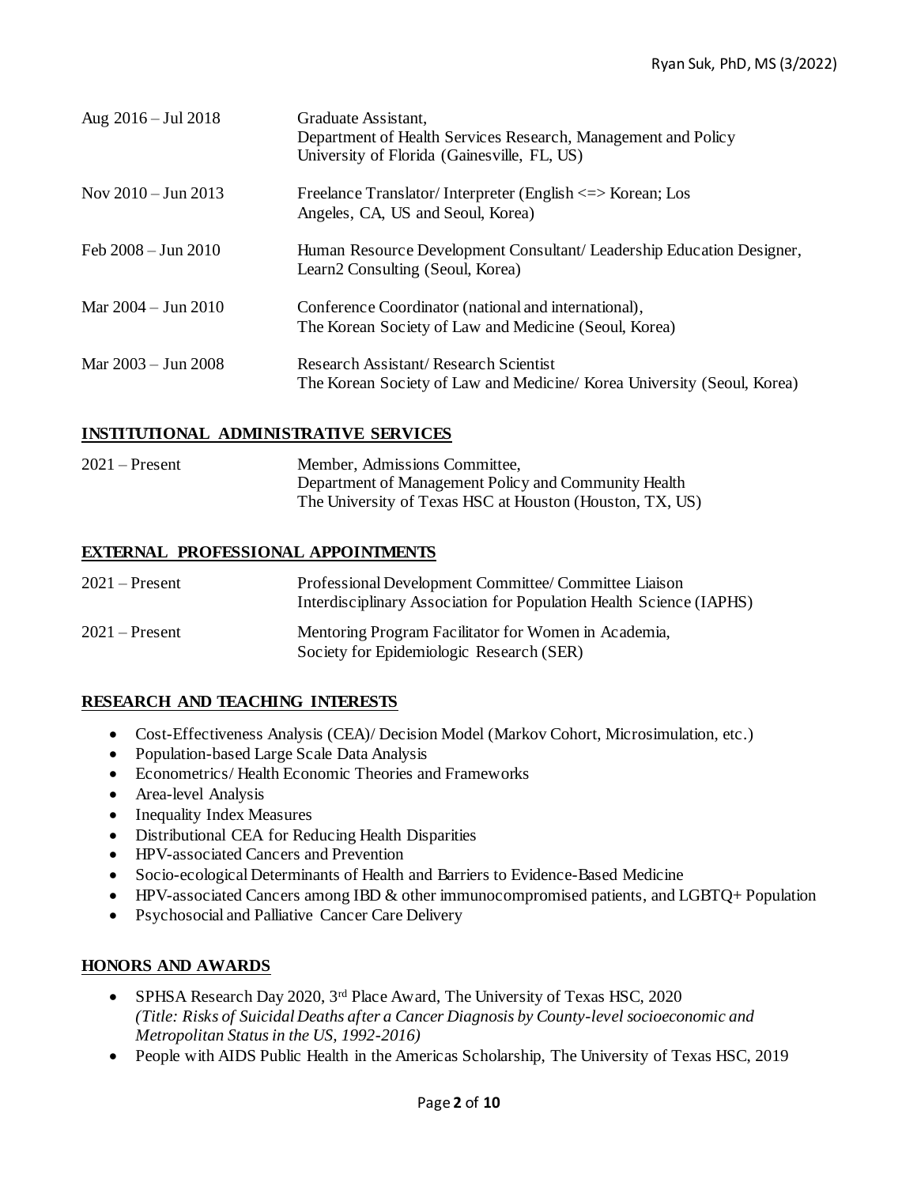| | |
|---|---|
| Aug 2016 – Jul 2018 | Graduate Assistant,<br>Department of Health Services Research, Management and Policy<br>University of Florida (Gainesville, FL, US) |
| Nov 2010 – Jun 2013 | Freelance Translator/ Interpreter (English <=> Korean; Los Angeles, CA, US and Seoul, Korea) |
| Feb 2008 – Jun 2010 | Human Resource Development Consultant/ Leadership Education Designer, Learn2 Consulting (Seoul, Korea) |
| Mar 2004 – Jun 2010 | Conference Coordinator (national and international),<br>The Korean Society of Law and Medicine (Seoul, Korea) |
| Mar 2003 – Jun 2008 | Research Assistant/ Research Scientist<br>The Korean Society of Law and Medicine/ Korea University (Seoul, Korea) |

## INSTITUTIONAL ADMINISTRATIVE SERVICES

| | |
|---|---|
| 2021 – Present | Member, Admissions Committee,<br>Department of Management Policy and Community Health<br>The University of Texas HSC at Houston (Houston, TX, US) |

## EXTERNAL PROFESSIONAL APPOINTMENTS

| | |
|---|---|
| 2021 – Present | Professional Development Committee/ Committee Liaison<br>Interdisciplinary Association for Population Health Science (IAPHS) |
| 2021 – Present | Mentoring Program Facilitator for Women in Academia,<br>Society for Epidemiologic Research (SER) |

## RESEARCH AND TEACHING INTERESTS

- Cost-Effectiveness Analysis (CEA)/ Decision Model (Markov Cohort, Microsimulation, etc.)
- Population-based Large Scale Data Analysis
- Econometrics/ Health Economic Theories and Frameworks
- Area-level Analysis
- Inequality Index Measures
- Distributional CEA for Reducing Health Disparities
- HPV-associated Cancers and Prevention
- Socio-ecological Determinants of Health and Barriers to Evidence-Based Medicine
- HPV-associated Cancers among IBD & other immunocompromised patients, and LGBTQ+ Population
- Psychosocial and Palliative Cancer Care Delivery

## HONORS AND AWARDS

- SPHSA Research Day 2020, 3rd Place Award, The University of Texas HSC, 2020
  *(Title: Risks of Suicidal Deaths after a Cancer Diagnosis by County-level socioeconomic and Metropolitan Status in the US, 1992-2016)*
- People with AIDS Public Health in the Americas Scholarship, The University of Texas HSC, 2019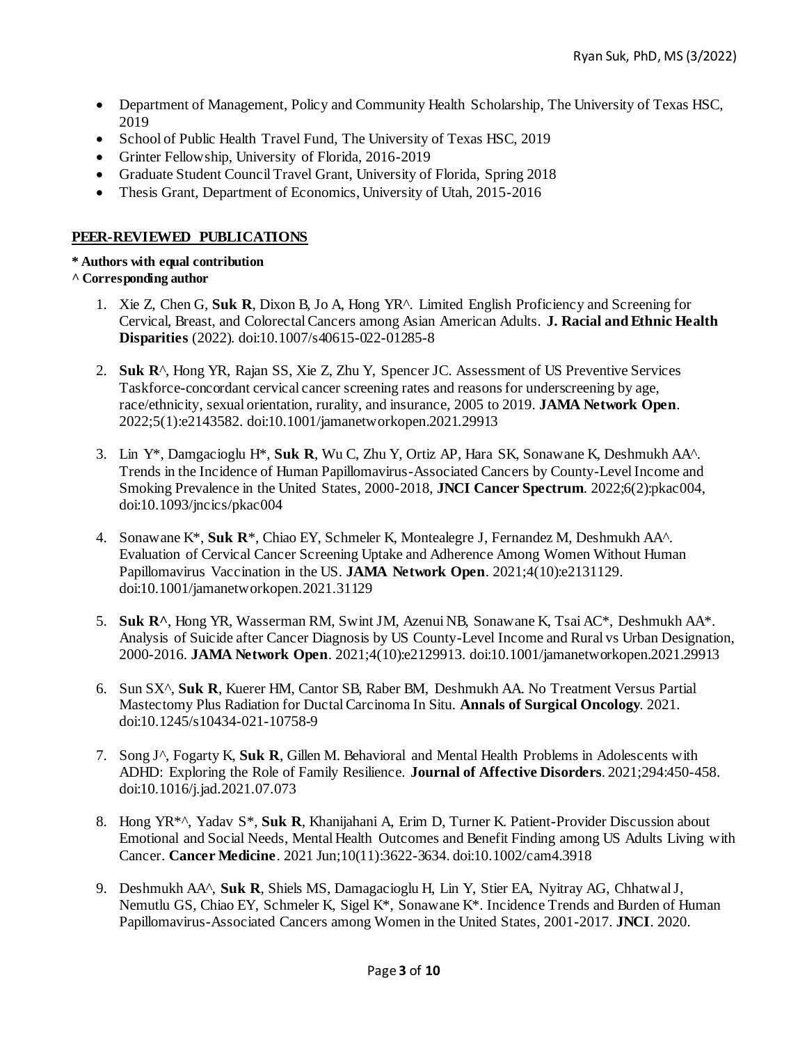- Department of Management, Policy and Community Health Scholarship, The University of Texas HSC, 2019
- School of Public Health Travel Fund, The University of Texas HSC, 2019
- Grinter Fellowship, University of Florida, 2016-2019
- Graduate Student Council Travel Grant, University of Florida, Spring 2018
- Thesis Grant, Department of Economics, University of Utah, 2015-2016

## PEER-REVIEWED PUBLICATIONS

**\* Authors with equal contribution**
**^ Corresponding author**

1. Xie Z, Chen G, **Suk R**, Dixon B, Jo A, Hong YR^. Limited English Proficiency and Screening for Cervical, Breast, and Colorectal Cancers among Asian American Adults. **J. Racial and Ethnic Health Disparities** (2022). doi:10.1007/s40615-022-01285-8

2. **Suk R**^, Hong YR, Rajan SS, Xie Z, Zhu Y, Spencer JC. Assessment of US Preventive Services Taskforce-concordant cervical cancer screening rates and reasons for underscreening by age, race/ethnicity, sexual orientation, rurality, and insurance, 2005 to 2019. **JAMA Network Open**. 2022;5(1):e2143582. doi:10.1001/jamanetworkopen.2021.29913

3. Lin Y*, Damgacioglu H*, **Suk R**, Wu C, Zhu Y, Ortiz AP, Hara SK, Sonawane K, Deshmukh AA^. Trends in the Incidence of Human Papillomavirus-Associated Cancers by County-Level Income and Smoking Prevalence in the United States, 2000-2018, **JNCI Cancer Spectrum**. 2022;6(2):pkac004, doi:10.1093/jncics/pkac004

4. Sonawane K*, **Suk R***, Chiao EY, Schmeler K, Montealegre J, Fernandez M, Deshmukh AA^. Evaluation of Cervical Cancer Screening Uptake and Adherence Among Women Without Human Papillomavirus Vaccination in the US. **JAMA Network Open**. 2021;4(10):e2131129. doi:10.1001/jamanetworkopen.2021.31129

5. **Suk R^**, Hong YR, Wasserman RM, Swint JM, Azenui NB, Sonawane K, Tsai AC*, Deshmukh AA*. Analysis of Suicide after Cancer Diagnosis by US County-Level Income and Rural vs Urban Designation, 2000-2016. **JAMA Network Open**. 2021;4(10):e2129913. doi:10.1001/jamanetworkopen.2021.29913

6. Sun SX^, **Suk R**, Kuerer HM, Cantor SB, Raber BM, Deshmukh AA. No Treatment Versus Partial Mastectomy Plus Radiation for Ductal Carcinoma In Situ. **Annals of Surgical Oncology**. 2021. doi:10.1245/s10434-021-10758-9

7. Song J^, Fogarty K, **Suk R**, Gillen M. Behavioral and Mental Health Problems in Adolescents with ADHD: Exploring the Role of Family Resilience. **Journal of Affective Disorders**. 2021;294:450-458. doi:10.1016/j.jad.2021.07.073

8. Hong YR*^, Yadav S*, **Suk R**, Khanijahani A, Erim D, Turner K. Patient-Provider Discussion about Emotional and Social Needs, Mental Health Outcomes and Benefit Finding among US Adults Living with Cancer. **Cancer Medicine**. 2021 Jun;10(11):3622-3634. doi:10.1002/cam4.3918

9. Deshmukh AA^, **Suk R**, Shiels MS, Damagacioglu H, Lin Y, Stier EA, Nyitray AG, Chhatwal J, Nemutlu GS, Chiao EY, Schmeler K, Sigel K*, Sonawane K*. Incidence Trends and Burden of Human Papillomavirus-Associated Cancers among Women in the United States, 2001-2017. **JNCI**. 2020.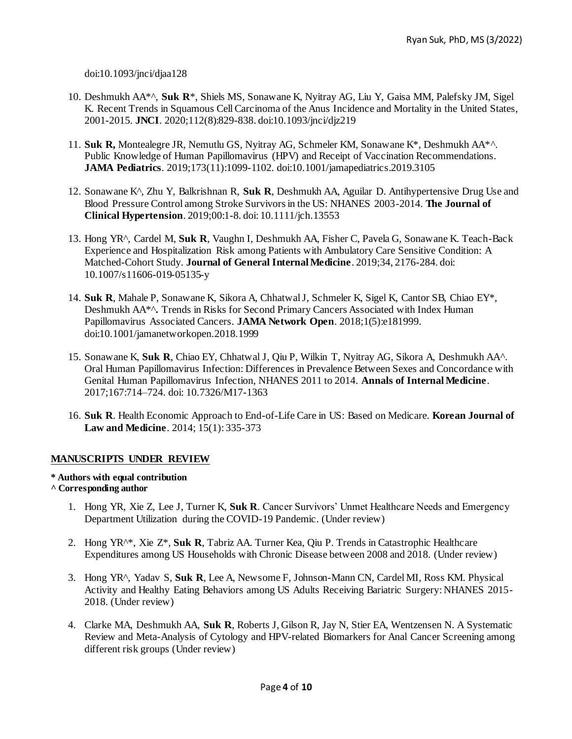doi:10.1093/jnci/djaa128

10. Deshmukh AA*^, **Suk R***, Shiels MS, Sonawane K, Nyitray AG, Liu Y, Gaisa MM, Palefsky JM, Sigel K. Recent Trends in Squamous Cell Carcinoma of the Anus Incidence and Mortality in the United States, 2001-2015. **JNCI**. 2020;112(8):829-838. doi:10.1093/jnci/djz219

11. **Suk R,** Montealegre JR, Nemutlu GS, Nyitray AG, Schmeler KM, Sonawane K*, Deshmukh AA*^. Public Knowledge of Human Papillomavirus (HPV) and Receipt of Vaccination Recommendations. **JAMA Pediatrics**. 2019;173(11):1099-1102. doi:10.1001/jamapediatrics.2019.3105

12. Sonawane K^, Zhu Y, Balkrishnan R, **Suk R**, Deshmukh AA, Aguilar D. Antihypertensive Drug Use and Blood Pressure Control among Stroke Survivors in the US: NHANES 2003-2014. **The Journal of Clinical Hypertension**. 2019;00:1-8. doi: 10.1111/jch.13553

13. Hong YR^, Cardel M, **Suk R**, Vaughn I, Deshmukh AA, Fisher C, Pavela G, Sonawane K. Teach-Back Experience and Hospitalization Risk among Patients with Ambulatory Care Sensitive Condition: A Matched-Cohort Study. **Journal of General Internal Medicine**. 2019;34, 2176-284. doi: 10.1007/s11606-019-05135-y

14. **Suk R**, Mahale P, Sonawane K, Sikora A, Chhatwal J, Schmeler K, Sigel K, Cantor SB, Chiao EY*, Deshmukh AA*^**.** Trends in Risks for Second Primary Cancers Associated with Index Human Papillomavirus Associated Cancers. **JAMA Network Open**. 2018;1(5):e181999. doi:10.1001/jamanetworkopen.2018.1999

15. Sonawane K, **Suk R**, Chiao EY, Chhatwal J, Qiu P, Wilkin T, Nyitray AG, Sikora A, Deshmukh AA^. Oral Human Papillomavirus Infection: Differences in Prevalence Between Sexes and Concordance with Genital Human Papillomavirus Infection, NHANES 2011 to 2014. **Annals of Internal Medicine**. 2017;167:714–724. doi: 10.7326/M17-1363

16. **Suk R**. Health Economic Approach to End-of-Life Care in US: Based on Medicare. **Korean Journal of Law and Medicine**. 2014; 15(1): 335-373

## MANUSCRIPTS UNDER REVIEW

**\* Authors with equal contribution**
**^ Corresponding author**

1. Hong YR, Xie Z, Lee J, Turner K, **Suk R**. Cancer Survivors' Unmet Healthcare Needs and Emergency Department Utilization during the COVID-19 Pandemic. (Under review)

2. Hong YR^*, Xie Z*, **Suk R**, Tabriz AA. Turner Kea, Qiu P. Trends in Catastrophic Healthcare Expenditures among US Households with Chronic Disease between 2008 and 2018. (Under review)

3. Hong YR^, Yadav S, **Suk R**, Lee A, Newsome F, Johnson-Mann CN, Cardel MI, Ross KM. Physical Activity and Healthy Eating Behaviors among US Adults Receiving Bariatric Surgery: NHANES 2015-2018. (Under review)

4. Clarke MA, Deshmukh AA, **Suk R**, Roberts J, Gilson R, Jay N, Stier EA, Wentzensen N. A Systematic Review and Meta-Analysis of Cytology and HPV-related Biomarkers for Anal Cancer Screening among different risk groups (Under review)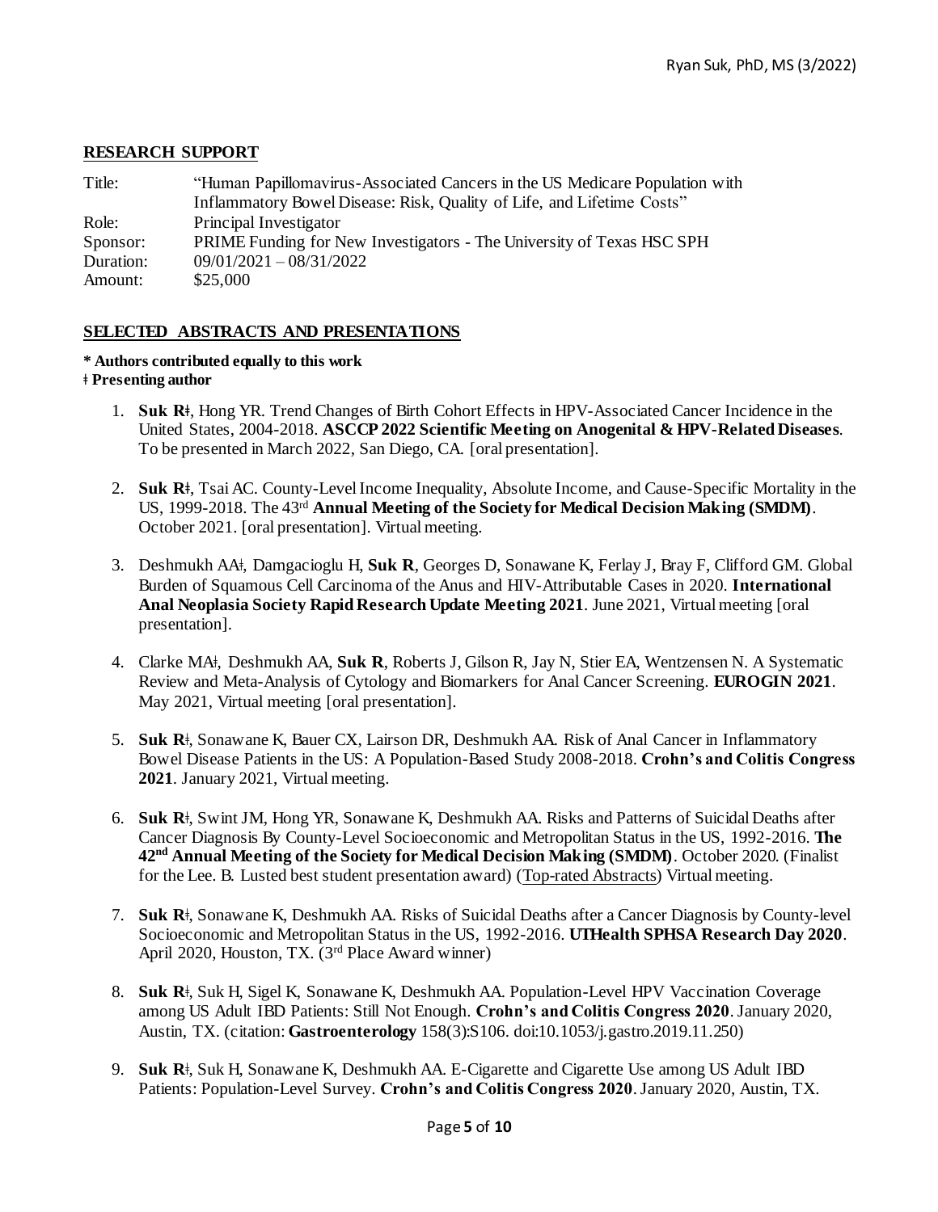## RESEARCH SUPPORT

| | |
|---|---|
| Title: | "Human Papillomavirus-Associated Cancers in the US Medicare Population with Inflammatory Bowel Disease: Risk, Quality of Life, and Lifetime Costs" |
| Role: | Principal Investigator |
| Sponsor: | PRIME Funding for New Investigators - The University of Texas HSC SPH |
| Duration: | 09/01/2021 – 08/31/2022 |
| Amount: | $25,000 |

## SELECTED ABSTRACTS AND PRESENTATIONS

**\* Authors contributed equally to this work**
**ǂ Presenting author**

1. **Suk Rǂ**, Hong YR. Trend Changes of Birth Cohort Effects in HPV-Associated Cancer Incidence in the United States, 2004-2018. **ASCCP 2022 Scientific Meeting on Anogenital & HPV-Related Diseases**. To be presented in March 2022, San Diego, CA. [oral presentation].

2. **Suk Rǂ**, Tsai AC. County-Level Income Inequality, Absolute Income, and Cause-Specific Mortality in the US, 1999-2018. The 43rd **Annual Meeting of the Society for Medical Decision Making (SMDM)**. October 2021. [oral presentation]. Virtual meeting.

3. Deshmukh AAǂ, Damgacioglu H, **Suk R**, Georges D, Sonawane K, Ferlay J, Bray F, Clifford GM. Global Burden of Squamous Cell Carcinoma of the Anus and HIV-Attributable Cases in 2020. **International Anal Neoplasia Society Rapid Research Update Meeting 2021**. June 2021, Virtual meeting [oral presentation].

4. Clarke MAǂ, Deshmukh AA, **Suk R**, Roberts J, Gilson R, Jay N, Stier EA, Wentzensen N. A Systematic Review and Meta-Analysis of Cytology and Biomarkers for Anal Cancer Screening. **EUROGIN 2021**. May 2021, Virtual meeting [oral presentation].

5. **Suk Rǂ**, Sonawane K, Bauer CX, Lairson DR, Deshmukh AA. Risk of Anal Cancer in Inflammatory Bowel Disease Patients in the US: A Population-Based Study 2008-2018. **Crohn's and Colitis Congress 2021**. January 2021, Virtual meeting.

6. **Suk Rǂ**, Swint JM, Hong YR, Sonawane K, Deshmukh AA. Risks and Patterns of Suicidal Deaths after Cancer Diagnosis By County-Level Socioeconomic and Metropolitan Status in the US, 1992-2016. **The 42nd Annual Meeting of the Society for Medical Decision Making (SMDM)**. October 2020. (Finalist for the Lee. B. Lusted best student presentation award) (Top-rated Abstracts) Virtual meeting.

7. **Suk Rǂ**, Sonawane K, Deshmukh AA. Risks of Suicidal Deaths after a Cancer Diagnosis by County-level Socioeconomic and Metropolitan Status in the US, 1992-2016. **UTHealth SPHSA Research Day 2020**. April 2020, Houston, TX. (3rd Place Award winner)

8. **Suk Rǂ**, Suk H, Sigel K, Sonawane K, Deshmukh AA. Population-Level HPV Vaccination Coverage among US Adult IBD Patients: Still Not Enough. **Crohn's and Colitis Congress 2020**. January 2020, Austin, TX. (citation: **Gastroenterology** 158(3):S106. doi:10.1053/j.gastro.2019.11.250)

9. **Suk Rǂ**, Suk H, Sonawane K, Deshmukh AA. E-Cigarette and Cigarette Use among US Adult IBD Patients: Population-Level Survey. **Crohn's and Colitis Congress 2020**. January 2020, Austin, TX.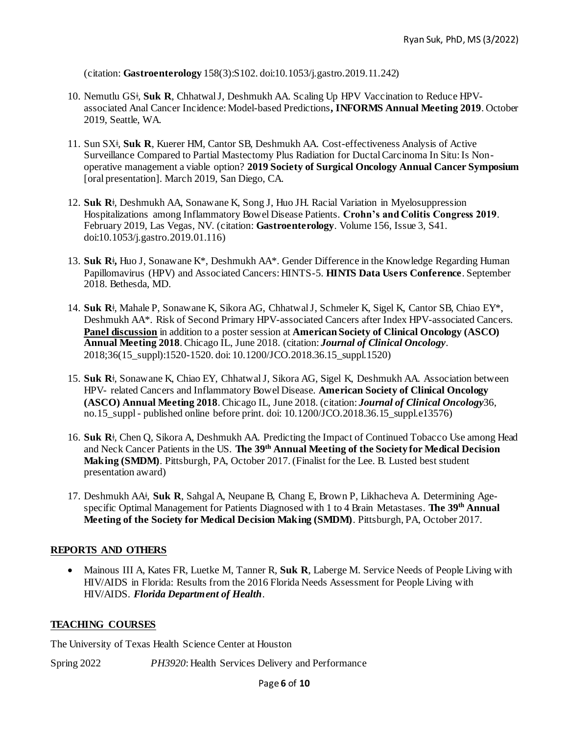(citation: **Gastroenterology** 158(3):S102. doi:10.1053/j.gastro.2019.11.242)

10. Nemutlu GSǂ, **Suk R**, Chhatwal J, Deshmukh AA. Scaling Up HPV Vaccination to Reduce HPV-associated Anal Cancer Incidence: Model-based Predictions**, INFORMS Annual Meeting 2019**. October 2019, Seattle, WA.

11. Sun SXǂ, **Suk R**, Kuerer HM, Cantor SB, Deshmukh AA. Cost-effectiveness Analysis of Active Surveillance Compared to Partial Mastectomy Plus Radiation for Ductal Carcinoma In Situ: Is Non-operative management a viable option? **2019 Society of Surgical Oncology Annual Cancer Symposium** [oral presentation]. March 2019, San Diego, CA.

12. **Suk Rǂ**, Deshmukh AA, Sonawane K, Song J, Huo JH. Racial Variation in Myelosuppression Hospitalizations among Inflammatory Bowel Disease Patients. **Crohn's and Colitis Congress 2019**. February 2019, Las Vegas, NV. (citation: **Gastroenterology**. Volume 156, Issue 3, S41. doi:10.1053/j.gastro.2019.01.116)

13. **Suk Rǂ,** Huo J, Sonawane K*, Deshmukh AA*. Gender Difference in the Knowledge Regarding Human Papillomavirus (HPV) and Associated Cancers: HINTS-5. **HINTS Data Users Conference**. September 2018. Bethesda, MD.

14. **Suk Rǂ**, Mahale P, Sonawane K, Sikora AG, Chhatwal J, Schmeler K, Sigel K, Cantor SB, Chiao EY*, Deshmukh AA*. Risk of Second Primary HPV-associated Cancers after Index HPV-associated Cancers. **Panel discussion** in addition to a poster session at **American Society of Clinical Oncology (ASCO) Annual Meeting 2018**. Chicago IL, June 2018. (citation: ***Journal of Clinical Oncology***. 2018;36(15_suppl):1520-1520. doi: 10.1200/JCO.2018.36.15_suppl.1520)

15. **Suk Rǂ**, Sonawane K, Chiao EY, Chhatwal J, Sikora AG, Sigel K, Deshmukh AA. Association between HPV- related Cancers and Inflammatory Bowel Disease. **American Society of Clinical Oncology (ASCO) Annual Meeting 2018**. Chicago IL, June 2018. (citation: ***Journal of Clinical Oncology*** 36, no.15_suppl - published online before print. doi: 10.1200/JCO.2018.36.15_suppl.e13576)

16. **Suk Rǂ**, Chen Q, Sikora A, Deshmukh AA. Predicting the Impact of Continued Tobacco Use among Head and Neck Cancer Patients in the US. **The 39th Annual Meeting of the Society for Medical Decision Making (SMDM)**. Pittsburgh, PA, October 2017. (Finalist for the Lee. B. Lusted best student presentation award)

17. Deshmukh AAǂ, **Suk R**, Sahgal A, Neupane B, Chang E, Brown P, Likhacheva A. Determining Age-specific Optimal Management for Patients Diagnosed with 1 to 4 Brain Metastases. **The 39th Annual Meeting of the Society for Medical Decision Making (SMDM)**. Pittsburgh, PA, October 2017.

## REPORTS AND OTHERS

- Mainous III A, Kates FR, Luetke M, Tanner R, **Suk R**, Laberge M. Service Needs of People Living with HIV/AIDS in Florida: Results from the 2016 Florida Needs Assessment for People Living with HIV/AIDS. ***Florida Department of Health***.

## TEACHING COURSES

The University of Texas Health Science Center at Houston

Spring 2022 *PH3920*: Health Services Delivery and Performance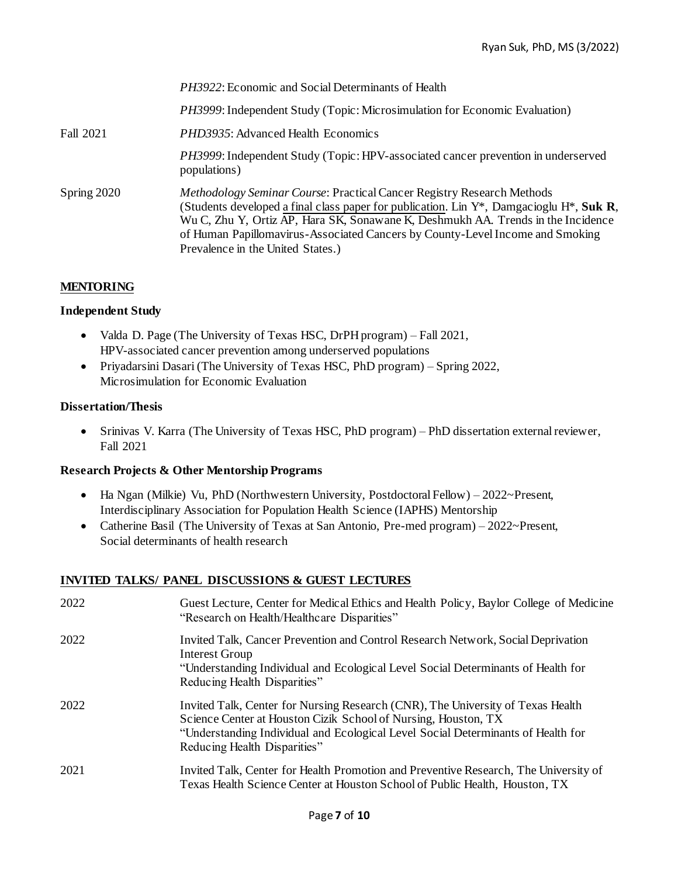| | |
|---|---|
| | *PH3922*: Economic and Social Determinants of Health |
| | *PH3999*: Independent Study (Topic: Microsimulation for Economic Evaluation) |
| Fall 2021 | *PHD3935*: Advanced Health Economics |
| | *PH3999*: Independent Study (Topic: HPV-associated cancer prevention in underserved populations) |
| Spring 2020 | *Methodology Seminar Course*: Practical Cancer Registry Research Methods (Students developed a final class paper for publication. Lin Y*, Damgacioglu H*, **Suk R**, Wu C, Zhu Y, Ortiz AP, Hara SK, Sonawane K, Deshmukh AA. Trends in the Incidence of Human Papillomavirus-Associated Cancers by County-Level Income and Smoking Prevalence in the United States.) |

## MENTORING

### Independent Study

- Valda D. Page (The University of Texas HSC, DrPH program) – Fall 2021, HPV-associated cancer prevention among underserved populations
- Priyadarsini Dasari (The University of Texas HSC, PhD program) – Spring 2022, Microsimulation for Economic Evaluation

### Dissertation/Thesis

- Srinivas V. Karra (The University of Texas HSC, PhD program) – PhD dissertation external reviewer, Fall 2021

### Research Projects & Other Mentorship Programs

- Ha Ngan (Milkie) Vu, PhD (Northwestern University, Postdoctoral Fellow) – 2022~Present, Interdisciplinary Association for Population Health Science (IAPHS) Mentorship
- Catherine Basil (The University of Texas at San Antonio, Pre-med program) – 2022~Present, Social determinants of health research

## INVITED TALKS/ PANEL DISCUSSIONS & GUEST LECTURES

| | |
|---|---|
| 2022 | Guest Lecture, Center for Medical Ethics and Health Policy, Baylor College of Medicine "Research on Health/Healthcare Disparities" |
| 2022 | Invited Talk, Cancer Prevention and Control Research Network, Social Deprivation Interest Group "Understanding Individual and Ecological Level Social Determinants of Health for Reducing Health Disparities" |
| 2022 | Invited Talk, Center for Nursing Research (CNR), The University of Texas Health Science Center at Houston Cizik School of Nursing, Houston, TX "Understanding Individual and Ecological Level Social Determinants of Health for Reducing Health Disparities" |
| 2021 | Invited Talk, Center for Health Promotion and Preventive Research, The University of Texas Health Science Center at Houston School of Public Health, Houston, TX |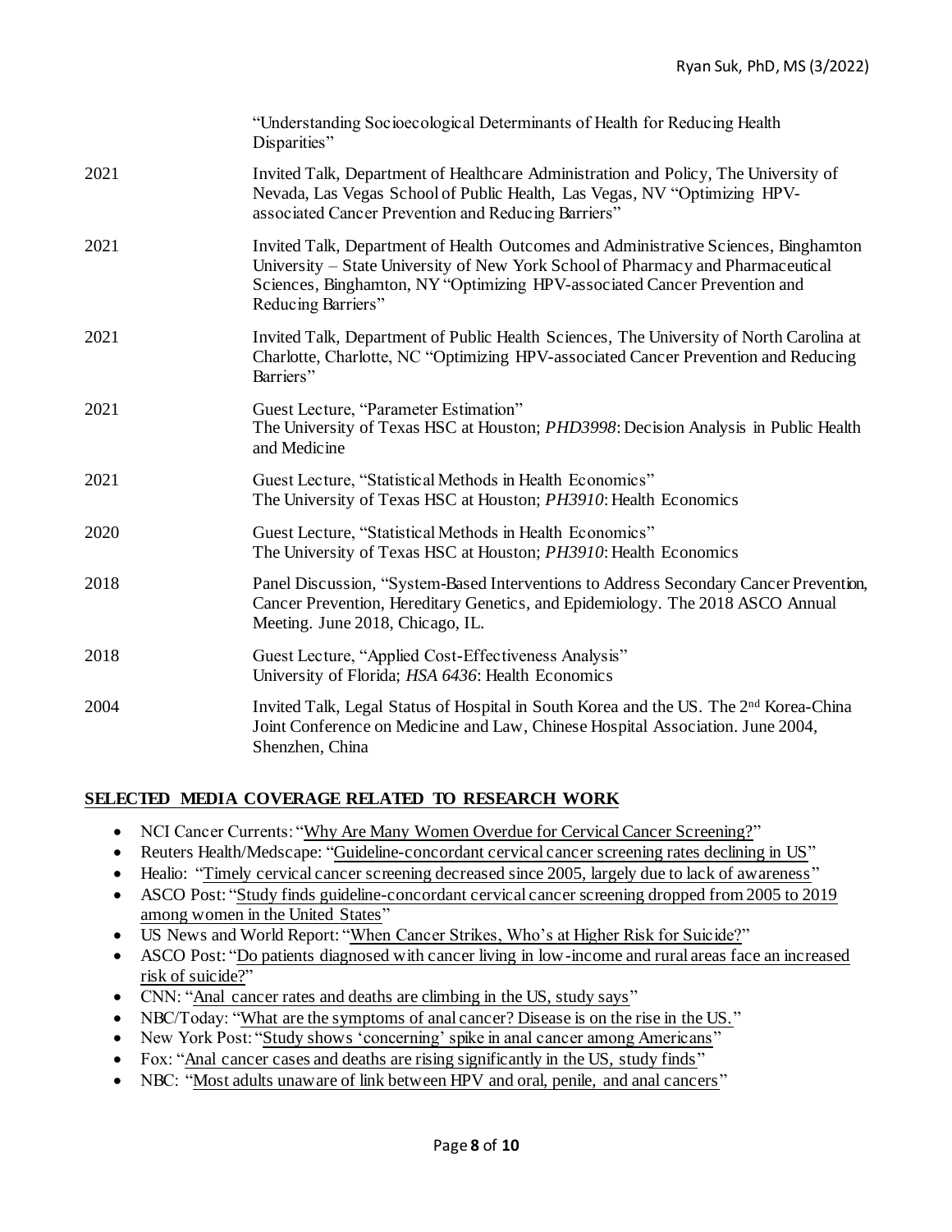"Understanding Socioecological Determinants of Health for Reducing Health Disparities"

| | |
|---|---|
| 2021 | Invited Talk, Department of Healthcare Administration and Policy, The University of Nevada, Las Vegas School of Public Health, Las Vegas, NV "Optimizing HPV-associated Cancer Prevention and Reducing Barriers" |
| 2021 | Invited Talk, Department of Health Outcomes and Administrative Sciences, Binghamton University – State University of New York School of Pharmacy and Pharmaceutical Sciences, Binghamton, NY "Optimizing HPV-associated Cancer Prevention and Reducing Barriers" |
| 2021 | Invited Talk, Department of Public Health Sciences, The University of North Carolina at Charlotte, Charlotte, NC "Optimizing HPV-associated Cancer Prevention and Reducing Barriers" |
| 2021 | Guest Lecture, "Parameter Estimation" The University of Texas HSC at Houston; *PHD3998*: Decision Analysis in Public Health and Medicine |
| 2021 | Guest Lecture, "Statistical Methods in Health Economics" The University of Texas HSC at Houston; *PH3910*: Health Economics |
| 2020 | Guest Lecture, "Statistical Methods in Health Economics" The University of Texas HSC at Houston; *PH3910*: Health Economics |
| 2018 | Panel Discussion, "System-Based Interventions to Address Secondary Cancer Prevention, Cancer Prevention, Hereditary Genetics, and Epidemiology. The 2018 ASCO Annual Meeting. June 2018, Chicago, IL. |
| 2018 | Guest Lecture, "Applied Cost-Effectiveness Analysis" University of Florida; *HSA 6436*: Health Economics |
| 2004 | Invited Talk, Legal Status of Hospital in South Korea and the US. The 2nd Korea-China Joint Conference on Medicine and Law, Chinese Hospital Association. June 2004, Shenzhen, China |

## SELECTED MEDIA COVERAGE RELATED TO RESEARCH WORK

- NCI Cancer Currents: "Why Are Many Women Overdue for Cervical Cancer Screening?"
- Reuters Health/Medscape: "Guideline-concordant cervical cancer screening rates declining in US"
- Healio: "Timely cervical cancer screening decreased since 2005, largely due to lack of awareness"
- ASCO Post: "Study finds guideline-concordant cervical cancer screening dropped from 2005 to 2019 among women in the United States"
- US News and World Report: "When Cancer Strikes, Who's at Higher Risk for Suicide?"
- ASCO Post: "Do patients diagnosed with cancer living in low-income and rural areas face an increased risk of suicide?"
- CNN: "Anal cancer rates and deaths are climbing in the US, study says"
- NBC/Today: "What are the symptoms of anal cancer? Disease is on the rise in the US."
- New York Post: "Study shows 'concerning' spike in anal cancer among Americans"
- Fox: "Anal cancer cases and deaths are rising significantly in the US, study finds"
- NBC: "Most adults unaware of link between HPV and oral, penile, and anal cancers"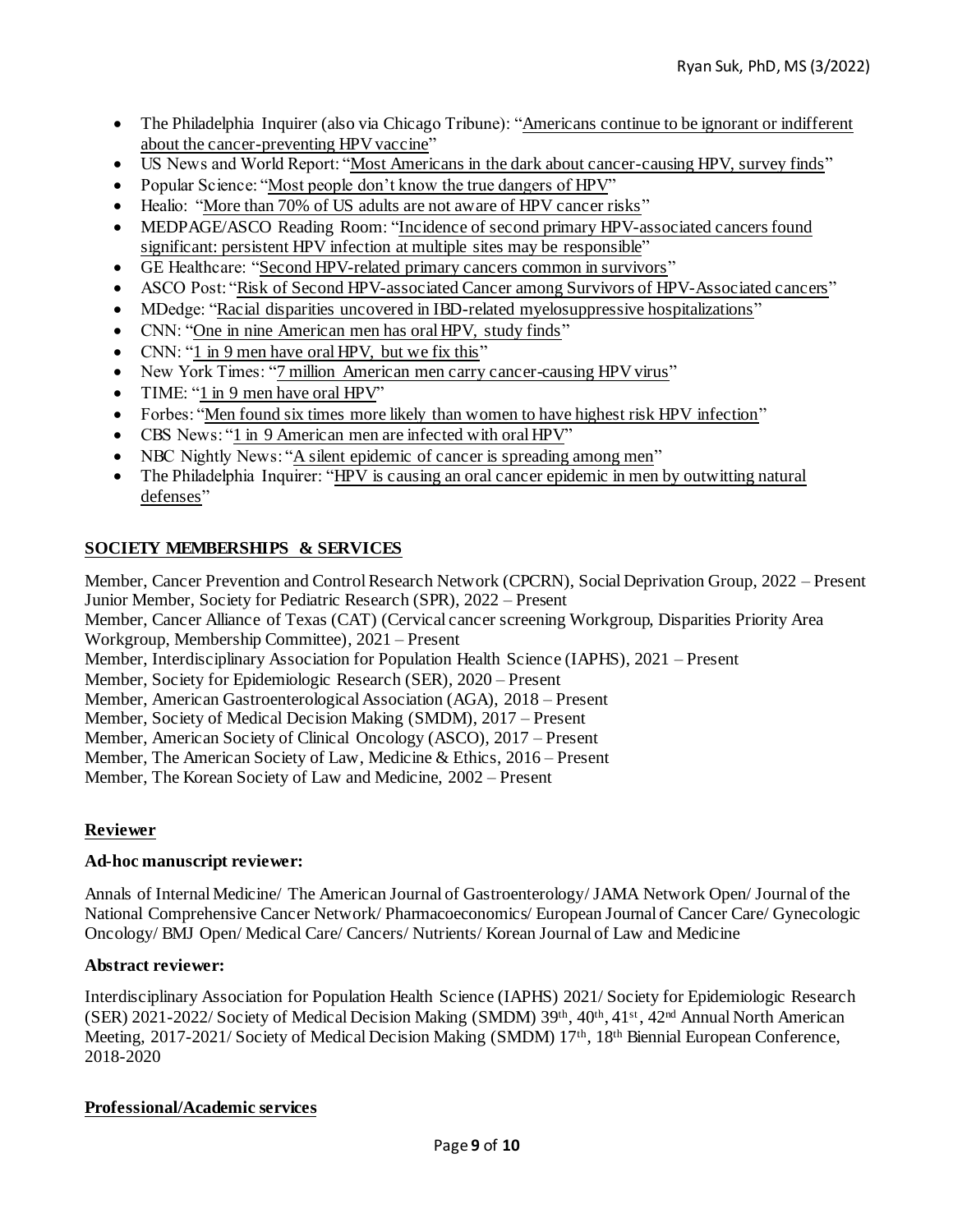- The Philadelphia Inquirer (also via Chicago Tribune): "Americans continue to be ignorant or indifferent about the cancer-preventing HPV vaccine"
- US News and World Report: "Most Americans in the dark about cancer-causing HPV, survey finds"
- Popular Science: "Most people don't know the true dangers of HPV"
- Healio: "More than 70% of US adults are not aware of HPV cancer risks"
- MEDPAGE/ASCO Reading Room: "Incidence of second primary HPV-associated cancers found significant: persistent HPV infection at multiple sites may be responsible"
- GE Healthcare: "Second HPV-related primary cancers common in survivors"
- ASCO Post: "Risk of Second HPV-associated Cancer among Survivors of HPV-Associated cancers"
- MDedge: "Racial disparities uncovered in IBD-related myelosuppressive hospitalizations"
- CNN: "One in nine American men has oral HPV, study finds"
- CNN: "1 in 9 men have oral HPV, but we fix this"
- New York Times: "7 million American men carry cancer-causing HPV virus"
- TIME: "1 in 9 men have oral HPV"
- Forbes: "Men found six times more likely than women to have highest risk HPV infection"
- CBS News: "1 in 9 American men are infected with oral HPV"
- NBC Nightly News: "A silent epidemic of cancer is spreading among men"
- The Philadelphia Inquirer: "HPV is causing an oral cancer epidemic in men by outwitting natural defenses"

## SOCIETY MEMBERSHIPS & SERVICES

Member, Cancer Prevention and Control Research Network (CPCRN), Social Deprivation Group, 2022 – Present
Junior Member, Society for Pediatric Research (SPR), 2022 – Present
Member, Cancer Alliance of Texas (CAT) (Cervical cancer screening Workgroup, Disparities Priority Area Workgroup, Membership Committee), 2021 – Present
Member, Interdisciplinary Association for Population Health Science (IAPHS), 2021 – Present
Member, Society for Epidemiologic Research (SER), 2020 – Present
Member, American Gastroenterological Association (AGA), 2018 – Present
Member, Society of Medical Decision Making (SMDM), 2017 – Present
Member, American Society of Clinical Oncology (ASCO), 2017 – Present
Member, The American Society of Law, Medicine & Ethics, 2016 – Present
Member, The Korean Society of Law and Medicine, 2002 – Present

## Reviewer

**Ad-hoc manuscript reviewer:**

Annals of Internal Medicine/ The American Journal of Gastroenterology/ JAMA Network Open/ Journal of the National Comprehensive Cancer Network/ Pharmacoeconomics/ European Journal of Cancer Care/ Gynecologic Oncology/ BMJ Open/ Medical Care/ Cancers/ Nutrients/ Korean Journal of Law and Medicine

**Abstract reviewer:**

Interdisciplinary Association for Population Health Science (IAPHS) 2021/ Society for Epidemiologic Research (SER) 2021-2022/ Society of Medical Decision Making (SMDM) 39th, 40th, 41st, 42nd Annual North American Meeting, 2017-2021/ Society of Medical Decision Making (SMDM) 17th, 18th Biennial European Conference, 2018-2020

## Professional/Academic services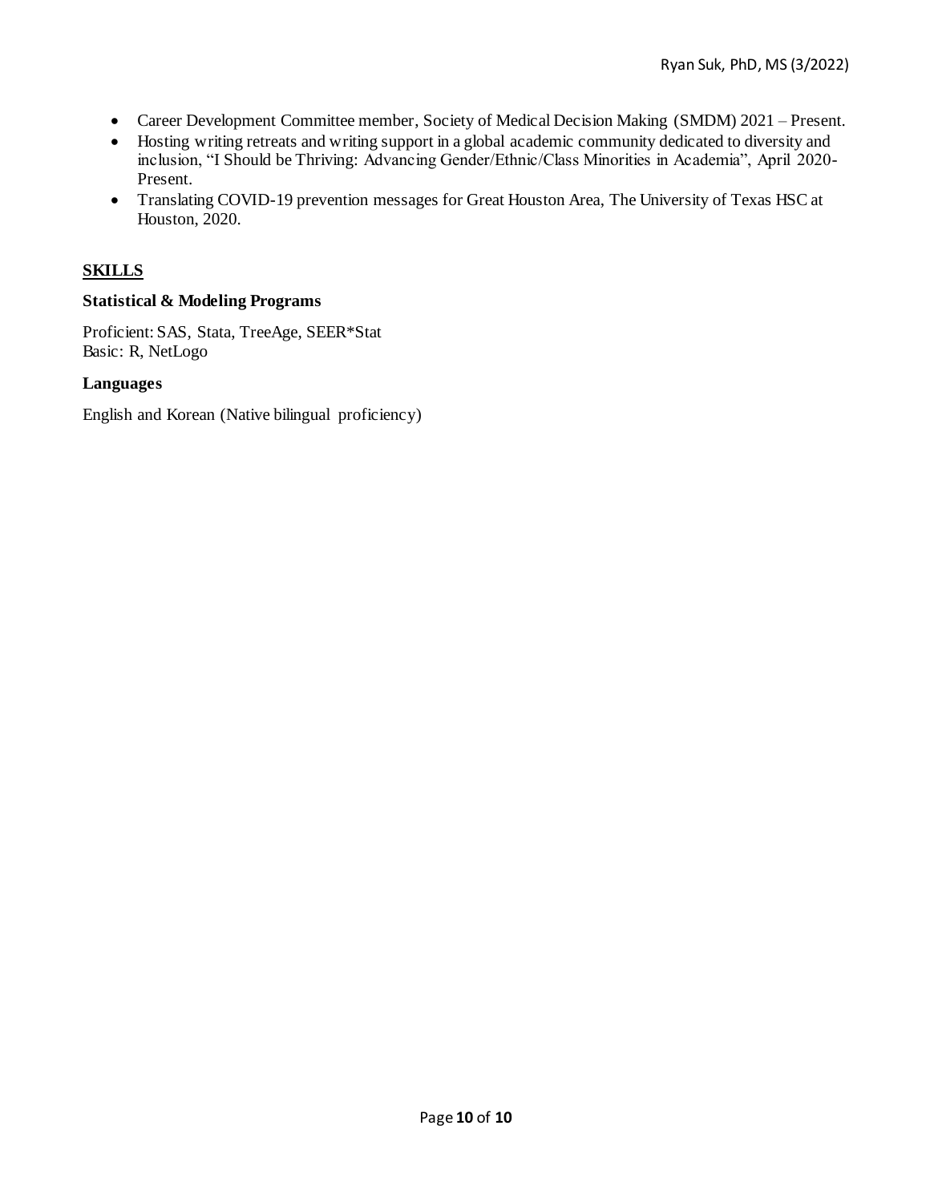- Career Development Committee member, Society of Medical Decision Making (SMDM) 2021 – Present.
- Hosting writing retreats and writing support in a global academic community dedicated to diversity and inclusion, "I Should be Thriving: Advancing Gender/Ethnic/Class Minorities in Academia", April 2020-Present.
- Translating COVID-19 prevention messages for Great Houston Area, The University of Texas HSC at Houston, 2020.

## SKILLS

### Statistical & Modeling Programs

Proficient: SAS, Stata, TreeAge, SEER*Stat
Basic: R, NetLogo

### Languages

English and Korean (Native bilingual proficiency)